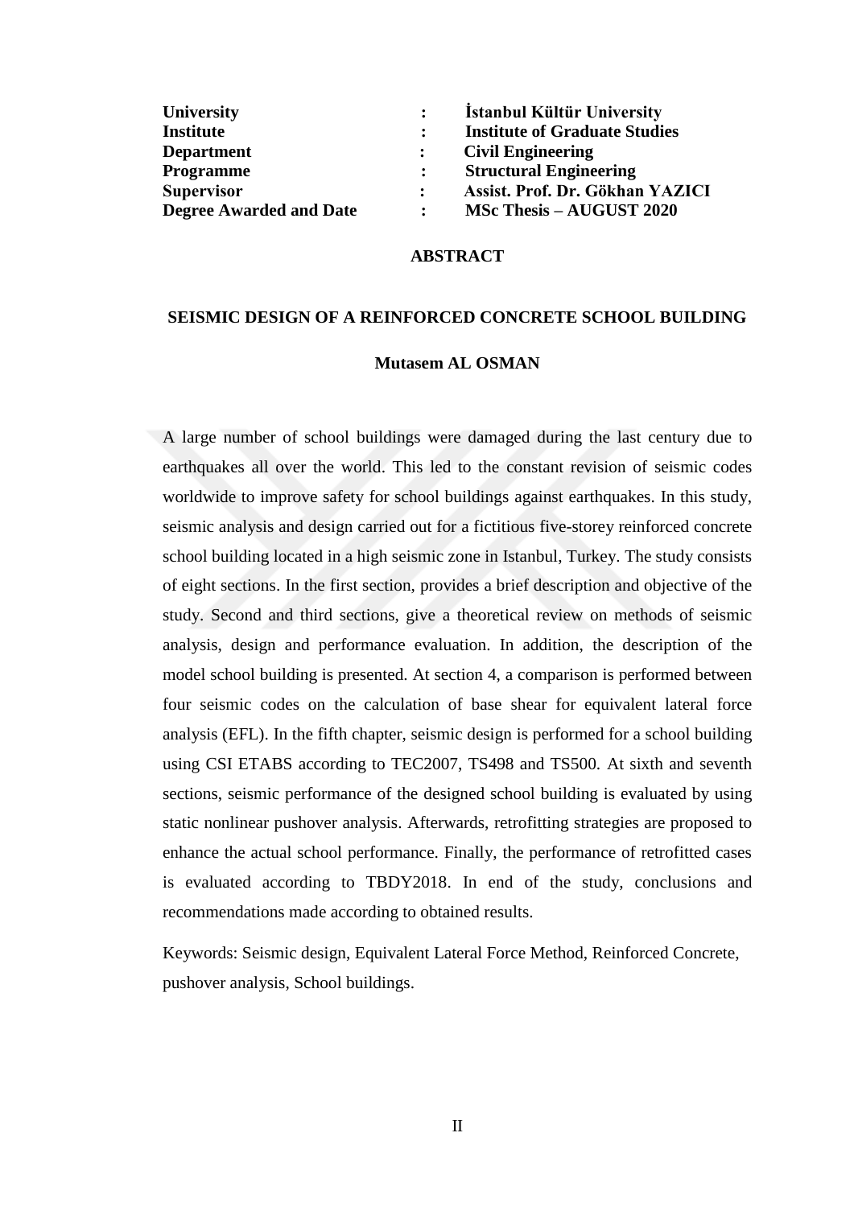| | | |
|---|---|---|
| **University** | **:** | **İstanbul Kültür University** |
| **Institute** | **:** | **Institute of Graduate Studies** |
| **Department** | **:** | **Civil Engineering** |
| **Programme** | **:** | **Structural Engineering** |
| **Supervisor** | **:** | **Assist. Prof. Dr. Gökhan YAZICI** |
| **Degree Awarded and Date** | **:** | **MSc Thesis – AUGUST 2020** |

## ABSTRACT

## SEISMIC DESIGN OF A REINFORCED CONCRETE SCHOOL BUILDING

**Mutasem AL OSMAN**

A large number of school buildings were damaged during the last century due to earthquakes all over the world. This led to the constant revision of seismic codes worldwide to improve safety for school buildings against earthquakes. In this study, seismic analysis and design carried out for a fictitious five-storey reinforced concrete school building located in a high seismic zone in Istanbul, Turkey. The study consists of eight sections. In the first section, provides a brief description and objective of the study. Second and third sections, give a theoretical review on methods of seismic analysis, design and performance evaluation. In addition, the description of the model school building is presented. At section 4, a comparison is performed between four seismic codes on the calculation of base shear for equivalent lateral force analysis (EFL). In the fifth chapter, seismic design is performed for a school building using CSI ETABS according to TEC2007, TS498 and TS500. At sixth and seventh sections, seismic performance of the designed school building is evaluated by using static nonlinear pushover analysis. Afterwards, retrofitting strategies are proposed to enhance the actual school performance. Finally, the performance of retrofitted cases is evaluated according to TBDY2018. In end of the study, conclusions and recommendations made according to obtained results.

Keywords: Seismic design, Equivalent Lateral Force Method, Reinforced Concrete, pushover analysis, School buildings.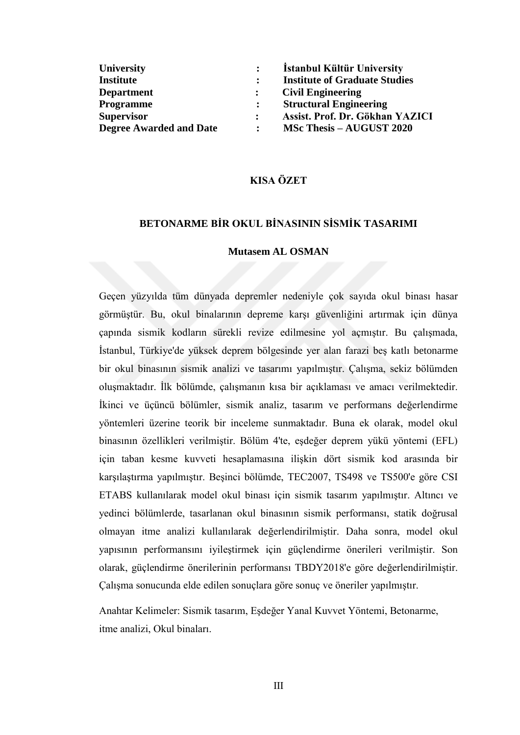| | | |
|---|---|---|
| **University** | **:** | **İstanbul Kültür University** |
| **Institute** | **:** | **Institute of Graduate Studies** |
| **Department** | **:** | **Civil Engineering** |
| **Programme** | **:** | **Structural Engineering** |
| **Supervisor** | **:** | **Assist. Prof. Dr. Gökhan YAZICI** |
| **Degree Awarded and Date** | **:** | **MSc Thesis – AUGUST 2020** |

## KISA ÖZET

### BETONARME BİR OKUL BİNASININ SİSMİK TASARIMI

**Mutasem AL OSMAN**

Geçen yüzyılda tüm dünyada depremler nedeniyle çok sayıda okul binası hasar görmüştür. Bu, okul binalarının depreme karşı güvenliğini artırmak için dünya çapında sismik kodların sürekli revize edilmesine yol açmıştır. Bu çalışmada, İstanbul, Türkiye'de yüksek deprem bölgesinde yer alan farazi beş katlı betonarme bir okul binasının sismik analizi ve tasarımı yapılmıştır. Çalışma, sekiz bölümden oluşmaktadır. İlk bölümde, çalışmanın kısa bir açıklaması ve amacı verilmektedir. İkinci ve üçüncü bölümler, sismik analiz, tasarım ve performans değerlendirme yöntemleri üzerine teorik bir inceleme sunmaktadır. Buna ek olarak, model okul binasının özellikleri verilmiştir. Bölüm 4'te, eşdeğer deprem yükü yöntemi (EFL) için taban kesme kuvveti hesaplamasına ilişkin dört sismik kod arasında bir karşılaştırma yapılmıştır. Beşinci bölümde, TEC2007, TS498 ve TS500'e göre CSI ETABS kullanılarak model okul binası için sismik tasarım yapılmıştır. Altıncı ve yedinci bölümlerde, tasarlanan okul binasının sismik performansı, statik doğrusal olmayan itme analizi kullanılarak değerlendirilmiştir. Daha sonra, model okul yapısının performansını iyileştirmek için güçlendirme önerileri verilmiştir. Son olarak, güçlendirme önerilerinin performansı TBDY2018'e göre değerlendirilmiştir. Çalışma sonucunda elde edilen sonuçlara göre sonuç ve öneriler yapılmıştır.

Anahtar Kelimeler: Sismik tasarım, Eşdeğer Yanal Kuvvet Yöntemi, Betonarme, itme analizi, Okul binaları.